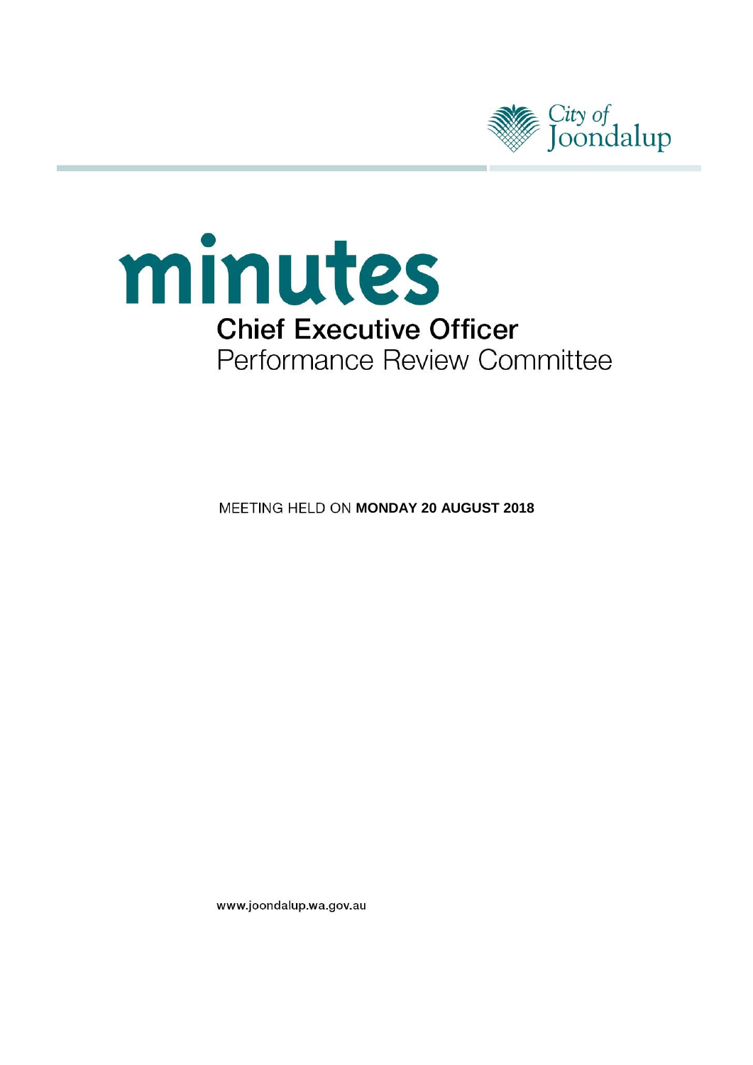City of Joondalup

# minutes

## Chief Executive Officer
## Performance Review Committee

MEETING HELD ON **MONDAY 20 AUGUST 2018**

www.joondalup.wa.gov.au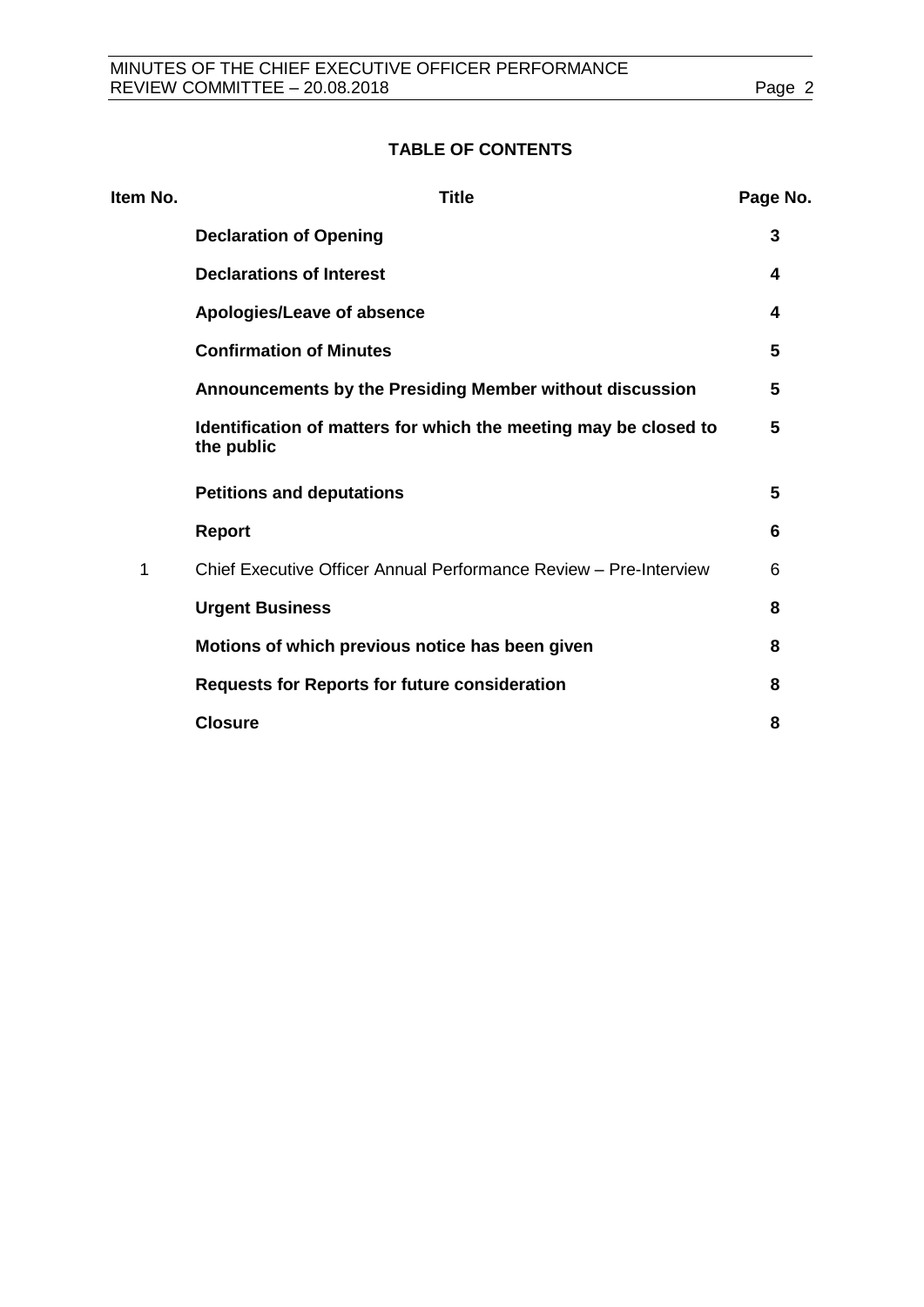## TABLE OF CONTENTS

| Item No. | Title | Page No. |
|---|---|---|
| | **Declaration of Opening** | **3** |
| | **Declarations of Interest** | **4** |
| | **Apologies/Leave of absence** | **4** |
| | **Confirmation of Minutes** | **5** |
| | **Announcements by the Presiding Member without discussion** | **5** |
| | **Identification of matters for which the meeting may be closed to the public** | **5** |
| | **Petitions and deputations** | **5** |
| | **Report** | **6** |
| 1 | Chief Executive Officer Annual Performance Review – Pre-Interview | 6 |
| | **Urgent Business** | **8** |
| | **Motions of which previous notice has been given** | **8** |
| | **Requests for Reports for future consideration** | **8** |
| | **Closure** | **8** |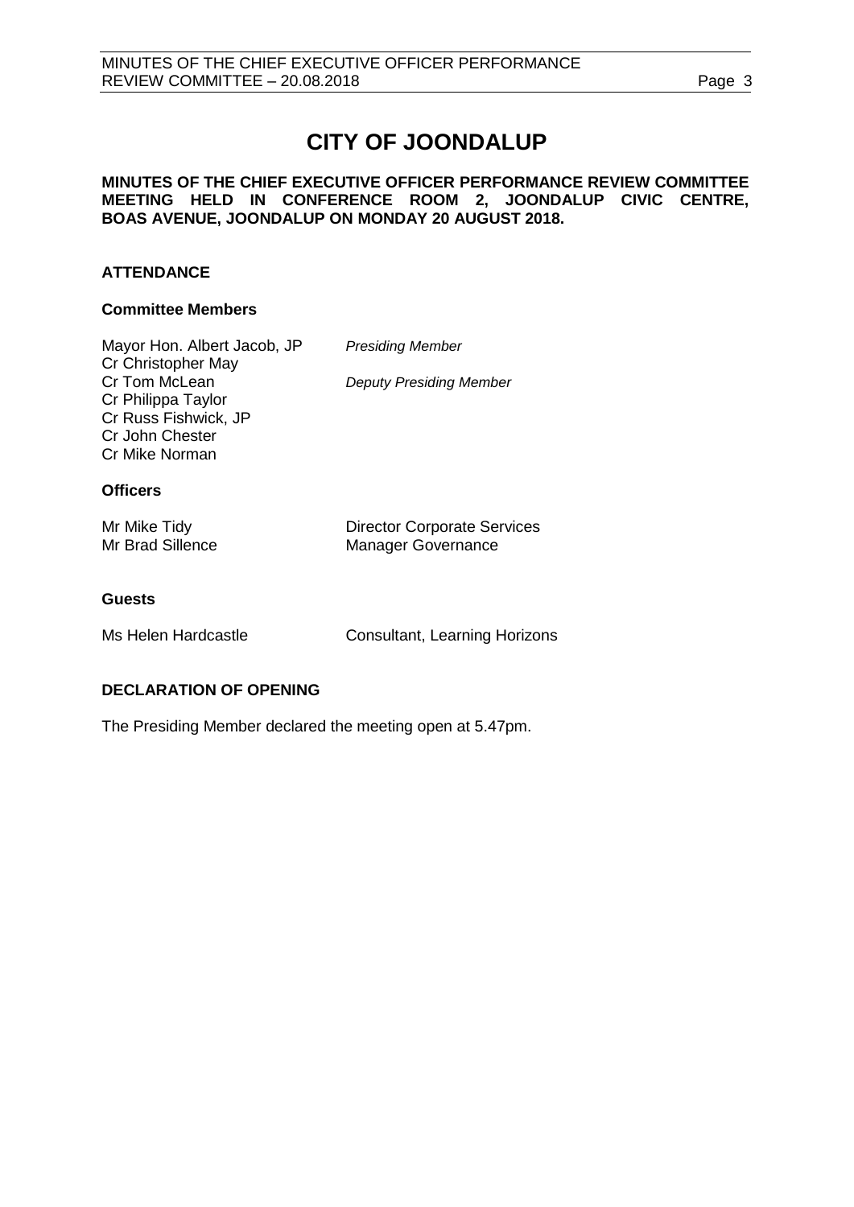# CITY OF JOONDALUP

**MINUTES OF THE CHIEF EXECUTIVE OFFICER PERFORMANCE REVIEW COMMITTEE MEETING HELD IN CONFERENCE ROOM 2, JOONDALUP CIVIC CENTRE, BOAS AVENUE, JOONDALUP ON MONDAY 20 AUGUST 2018.**

## ATTENDANCE

### Committee Members

| | |
|---|---|
| Mayor Hon. Albert Jacob, JP | *Presiding Member* |
| Cr Christopher May | |
| Cr Tom McLean | *Deputy Presiding Member* |
| Cr Philippa Taylor | |
| Cr Russ Fishwick, JP | |
| Cr John Chester | |
| Cr Mike Norman | |

### Officers

| | |
|---|---|
| Mr Mike Tidy | Director Corporate Services |
| Mr Brad Sillence | Manager Governance |

### Guests

| | |
|---|---|
| Ms Helen Hardcastle | Consultant, Learning Horizons |

## DECLARATION OF OPENING

The Presiding Member declared the meeting open at 5.47pm.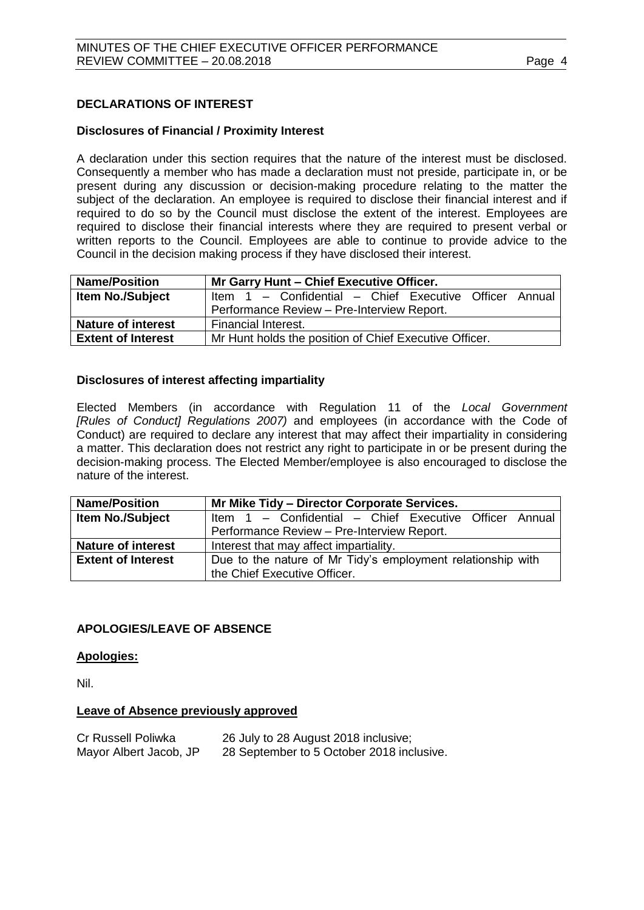## DECLARATIONS OF INTEREST

### Disclosures of Financial / Proximity Interest

A declaration under this section requires that the nature of the interest must be disclosed. Consequently a member who has made a declaration must not preside, participate in, or be present during any discussion or decision-making procedure relating to the matter the subject of the declaration. An employee is required to disclose their financial interest and if required to do so by the Council must disclose the extent of the interest. Employees are required to disclose their financial interests where they are required to present verbal or written reports to the Council. Employees are able to continue to provide advice to the Council in the decision making process if they have disclosed their interest.

| **Name/Position** | **Mr Garry Hunt – Chief Executive Officer.** |
|---|---|
| **Item No./Subject** | Item 1 – Confidential – Chief Executive Officer Annual Performance Review – Pre-Interview Report. |
| **Nature of interest** | Financial Interest. |
| **Extent of Interest** | Mr Hunt holds the position of Chief Executive Officer. |

### Disclosures of interest affecting impartiality

Elected Members (in accordance with Regulation 11 of the *Local Government [Rules of Conduct] Regulations 2007)* and employees (in accordance with the Code of Conduct) are required to declare any interest that may affect their impartiality in considering a matter. This declaration does not restrict any right to participate in or be present during the decision-making process. The Elected Member/employee is also encouraged to disclose the nature of the interest.

| **Name/Position** | **Mr Mike Tidy – Director Corporate Services.** |
|---|---|
| **Item No./Subject** | Item 1 – Confidential – Chief Executive Officer Annual Performance Review – Pre-Interview Report. |
| **Nature of interest** | Interest that may affect impartiality. |
| **Extent of Interest** | Due to the nature of Mr Tidy's employment relationship with the Chief Executive Officer. |

## APOLOGIES/LEAVE OF ABSENCE

**Apologies:**

Nil.

**Leave of Absence previously approved**

Cr Russell Poliwka — 26 July to 28 August 2018 inclusive;
Mayor Albert Jacob, JP — 28 September to 5 October 2018 inclusive.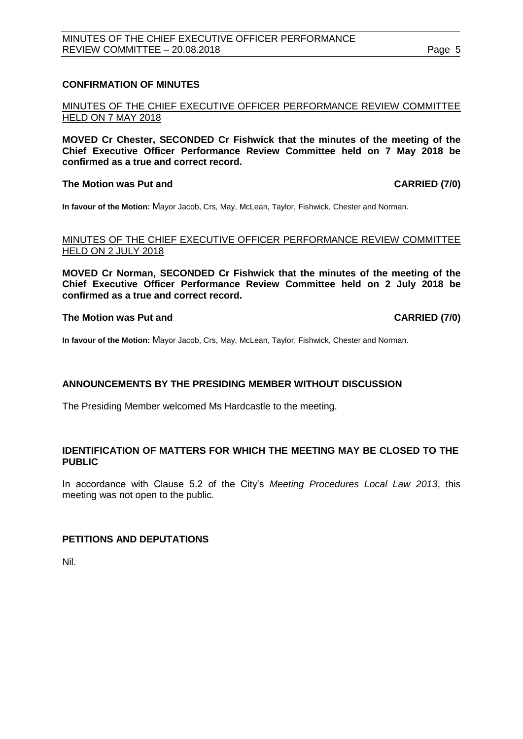## CONFIRMATION OF MINUTES

MINUTES OF THE CHIEF EXECUTIVE OFFICER PERFORMANCE REVIEW COMMITTEE HELD ON 7 MAY 2018

**MOVED Cr Chester, SECONDED Cr Fishwick that the minutes of the meeting of the Chief Executive Officer Performance Review Committee held on 7 May 2018 be confirmed as a true and correct record.**

**The Motion was Put and CARRIED (7/0)**

**In favour of the Motion:** Mayor Jacob, Crs, May, McLean, Taylor, Fishwick, Chester and Norman.

MINUTES OF THE CHIEF EXECUTIVE OFFICER PERFORMANCE REVIEW COMMITTEE HELD ON 2 JULY 2018

**MOVED Cr Norman, SECONDED Cr Fishwick that the minutes of the meeting of the Chief Executive Officer Performance Review Committee held on 2 July 2018 be confirmed as a true and correct record.**

**The Motion was Put and CARRIED (7/0)**

**In favour of the Motion:** Mayor Jacob, Crs, May, McLean, Taylor, Fishwick, Chester and Norman.

## ANNOUNCEMENTS BY THE PRESIDING MEMBER WITHOUT DISCUSSION

The Presiding Member welcomed Ms Hardcastle to the meeting.

## IDENTIFICATION OF MATTERS FOR WHICH THE MEETING MAY BE CLOSED TO THE PUBLIC

In accordance with Clause 5.2 of the City's *Meeting Procedures Local Law 2013*, this meeting was not open to the public.

## PETITIONS AND DEPUTATIONS

Nil.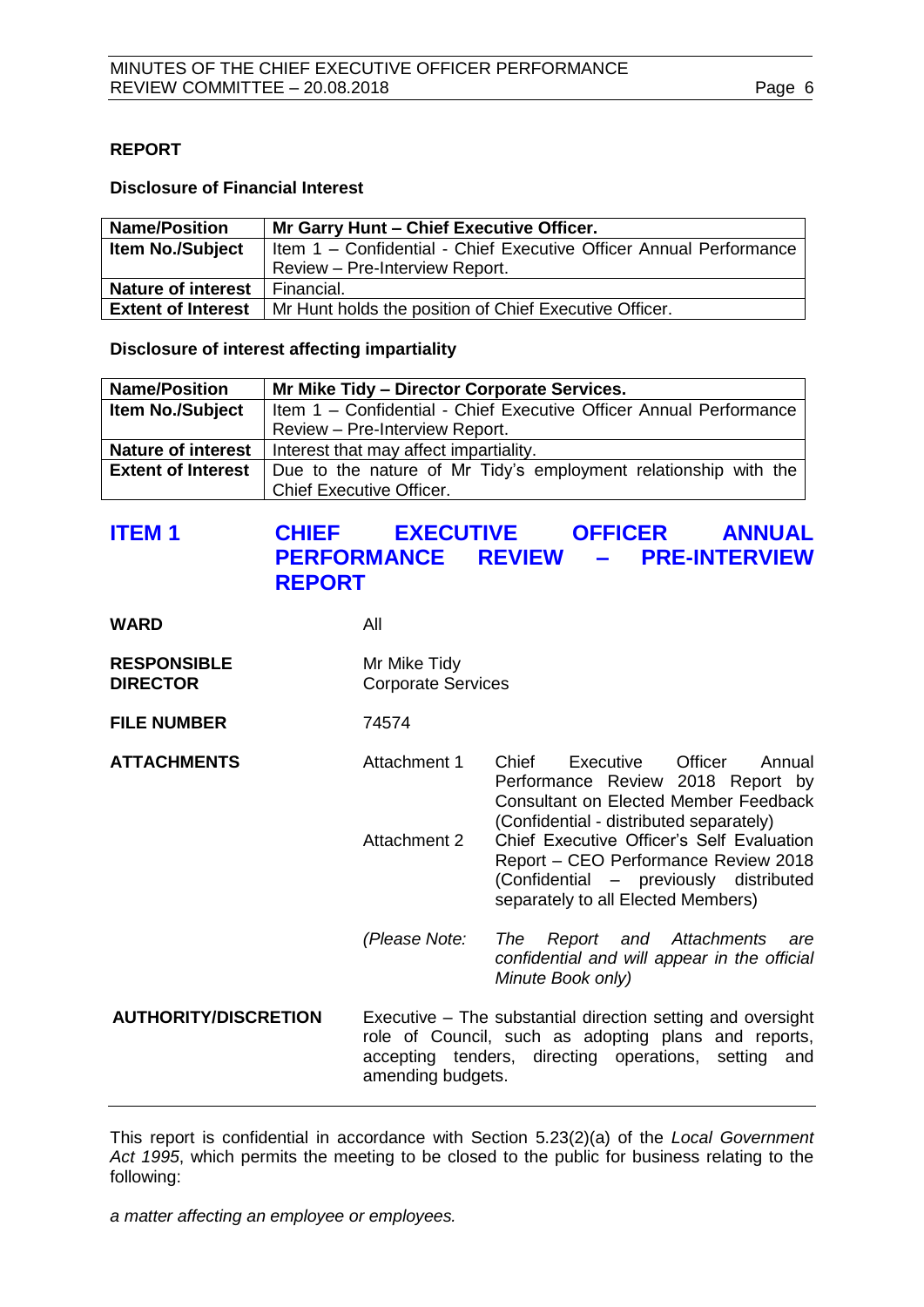**REPORT**

**Disclosure of Financial Interest**

| **Name/Position** | **Mr Garry Hunt – Chief Executive Officer.** |
|---|---|
| **Item No./Subject** | Item 1 – Confidential - Chief Executive Officer Annual Performance Review – Pre-Interview Report. |
| **Nature of interest** | Financial. |
| **Extent of Interest** | Mr Hunt holds the position of Chief Executive Officer. |

**Disclosure of interest affecting impartiality**

| **Name/Position** | **Mr Mike Tidy – Director Corporate Services.** |
|---|---|
| **Item No./Subject** | Item 1 – Confidential - Chief Executive Officer Annual Performance Review – Pre-Interview Report. |
| **Nature of interest** | Interest that may affect impartiality. |
| **Extent of Interest** | Due to the nature of Mr Tidy's employment relationship with the Chief Executive Officer. |

## ITEM 1 CHIEF EXECUTIVE OFFICER ANNUAL PERFORMANCE REVIEW – PRE-INTERVIEW REPORT

**WARD** All

**RESPONSIBLE DIRECTOR** Mr Mike Tidy
Corporate Services

**FILE NUMBER** 74574

**ATTACHMENTS**

Attachment 1 Chief Executive Officer Annual Performance Review 2018 Report by Consultant on Elected Member Feedback (Confidential - distributed separately)

Attachment 2 Chief Executive Officer's Self Evaluation Report – CEO Performance Review 2018 (Confidential – previously distributed separately to all Elected Members)

*(Please Note: The Report and Attachments are confidential and will appear in the official Minute Book only)*

**AUTHORITY/DISCRETION** Executive – The substantial direction setting and oversight role of Council, such as adopting plans and reports, accepting tenders, directing operations, setting and amending budgets.

---

This report is confidential in accordance with Section 5.23(2)(a) of the *Local Government Act 1995*, which permits the meeting to be closed to the public for business relating to the following:

*a matter affecting an employee or employees.*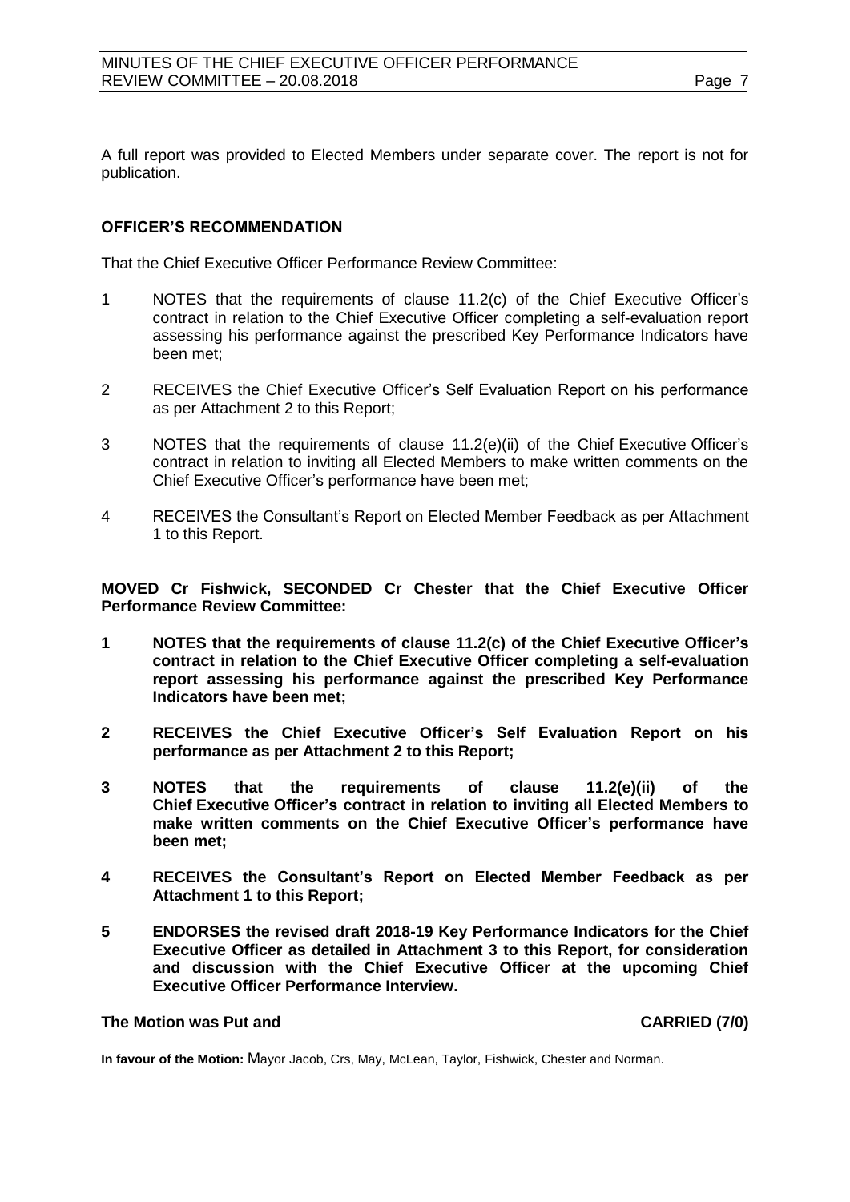A full report was provided to Elected Members under separate cover. The report is not for publication.

**OFFICER'S RECOMMENDATION**

That the Chief Executive Officer Performance Review Committee:

1. NOTES that the requirements of clause 11.2(c) of the Chief Executive Officer's contract in relation to the Chief Executive Officer completing a self-evaluation report assessing his performance against the prescribed Key Performance Indicators have been met;
2. RECEIVES the Chief Executive Officer's Self Evaluation Report on his performance as per Attachment 2 to this Report;
3. NOTES that the requirements of clause 11.2(e)(ii) of the Chief Executive Officer's contract in relation to inviting all Elected Members to make written comments on the Chief Executive Officer's performance have been met;
4. RECEIVES the Consultant's Report on Elected Member Feedback as per Attachment 1 to this Report.

**MOVED Cr Fishwick, SECONDED Cr Chester that the Chief Executive Officer Performance Review Committee:**

1. **NOTES that the requirements of clause 11.2(c) of the Chief Executive Officer's contract in relation to the Chief Executive Officer completing a self-evaluation report assessing his performance against the prescribed Key Performance Indicators have been met;**
2. **RECEIVES the Chief Executive Officer's Self Evaluation Report on his performance as per Attachment 2 to this Report;**
3. **NOTES that the requirements of clause 11.2(e)(ii) of the Chief Executive Officer's contract in relation to inviting all Elected Members to make written comments on the Chief Executive Officer's performance have been met;**
4. **RECEIVES the Consultant's Report on Elected Member Feedback as per Attachment 1 to this Report;**
5. **ENDORSES the revised draft 2018-19 Key Performance Indicators for the Chief Executive Officer as detailed in Attachment 3 to this Report, for consideration and discussion with the Chief Executive Officer at the upcoming Chief Executive Officer Performance Interview.**

**The Motion was Put and CARRIED (7/0)**

**In favour of the Motion:** Mayor Jacob, Crs, May, McLean, Taylor, Fishwick, Chester and Norman.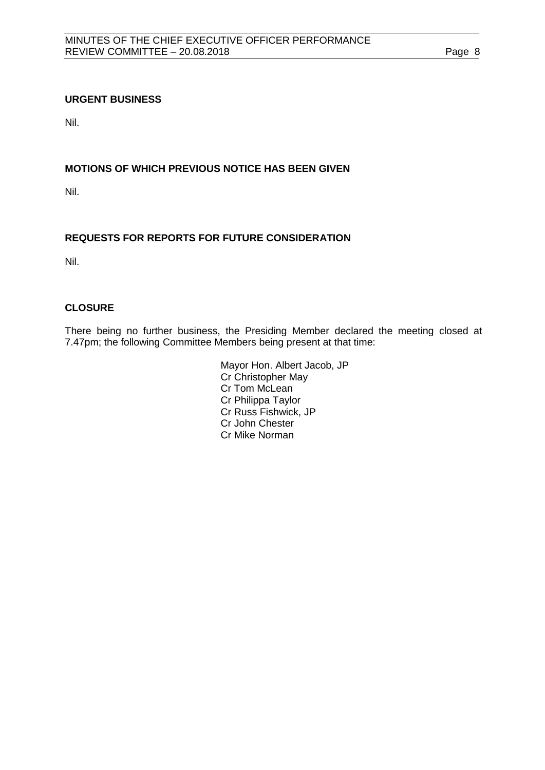**URGENT BUSINESS**

Nil.

**MOTIONS OF WHICH PREVIOUS NOTICE HAS BEEN GIVEN**

Nil.

**REQUESTS FOR REPORTS FOR FUTURE CONSIDERATION**

Nil.

**CLOSURE**

There being no further business, the Presiding Member declared the meeting closed at 7.47pm; the following Committee Members being present at that time:

Mayor Hon. Albert Jacob, JP
Cr Christopher May
Cr Tom McLean
Cr Philippa Taylor
Cr Russ Fishwick, JP
Cr John Chester
Cr Mike Norman